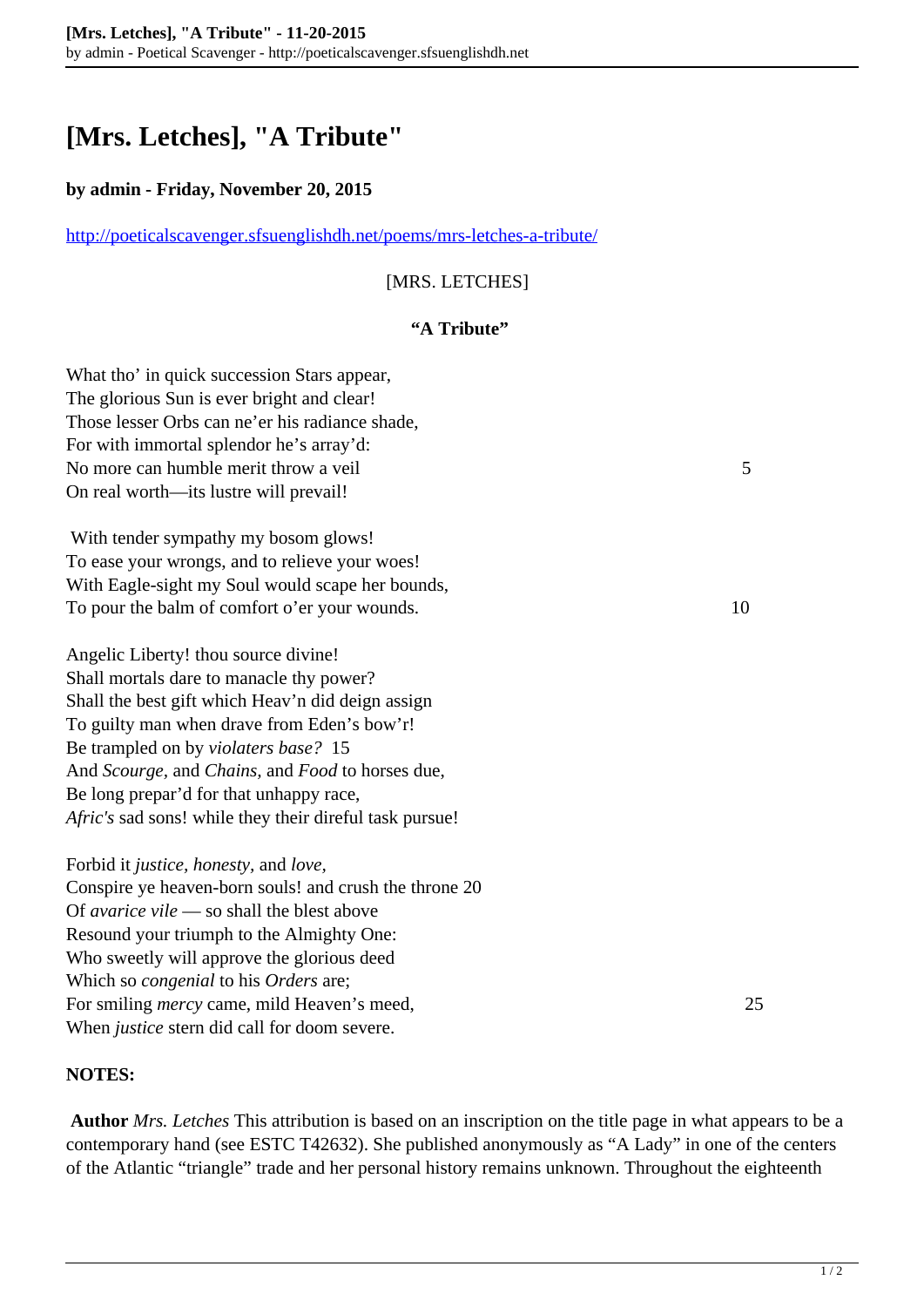# [Mrs. Letches], "A Tribute"

**by admin - Friday, November 20, 2015**

http://poeticalscavenger.sfsuenglishdh.net/poems/mrs-letches-a-tribute/

[MRS. LETCHES]

**"A Tribute"**

What tho' in quick succession Stars appear,
The glorious Sun is ever bright and clear!
Those lesser Orbs can ne'er his radiance shade,
For with immortal splendor he's array'd:
No more can humble merit throw a veil 5
On real worth—its lustre will prevail!

With tender sympathy my bosom glows!
To ease your wrongs, and to relieve your woes!
With Eagle-sight my Soul would scape her bounds,
To pour the balm of comfort o'er your wounds. 10

Angelic Liberty! thou source divine!
Shall mortals dare to manacle thy power?
Shall the best gift which Heav'n did deign assign
To guilty man when drave from Eden's bow'r!
Be trampled on by *violaters base?* 15
And *Scourge*, and *Chains*, and *Food* to horses due,
Be long prepar'd for that unhappy race,
*Afric's* sad sons! while they their direful task pursue!

Forbid it *justice*, *honesty*, and *love*,
Conspire ye heaven-born souls! and crush the throne 20
Of *avarice vile* — so shall the blest above
Resound your triumph to the Almighty One:
Who sweetly will approve the glorious deed
Which so *congenial* to his *Orders* are;
For smiling *mercy* came, mild Heaven's meed, 25
When *justice* stern did call for doom severe.

**NOTES:**

**Author** *Mrs. Letches* This attribution is based on an inscription on the title page in what appears to be a contemporary hand (see ESTC T42632). She published anonymously as "A Lady" in one of the centers of the Atlantic "triangle" trade and her personal history remains unknown. Throughout the eighteenth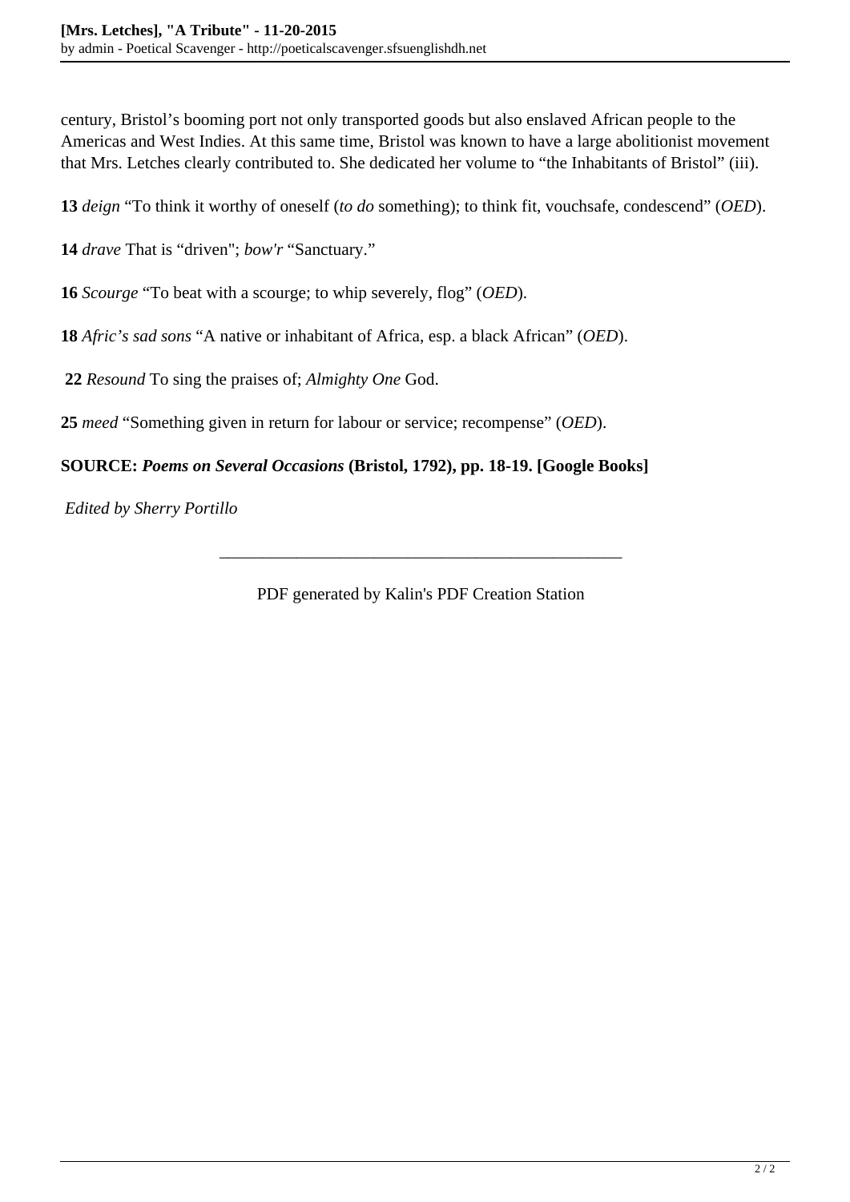century, Bristol's booming port not only transported goods but also enslaved African people to the Americas and West Indies. At this same time, Bristol was known to have a large abolitionist movement that Mrs. Letches clearly contributed to. She dedicated her volume to "the Inhabitants of Bristol" (iii).

**13** *deign* "To think it worthy of oneself (*to do* something); to think fit, vouchsafe, condescend" (*OED*).

**14** *drave* That is "driven"; *bow'r* "Sanctuary."

**16** *Scourge* "To beat with a scourge; to whip severely, flog" (*OED*).

**18** *Afric's sad sons* "A native or inhabitant of Africa, esp. a black African" (*OED*).

**22** *Resound* To sing the praises of; *Almighty One* God.

**25** *meed* "Something given in return for labour or service; recompense" (*OED*).

**SOURCE: *Poems on Several Occasions* (Bristol, 1792), pp. 18-19. [Google Books]**

*Edited by Sherry Portillo*

---

PDF generated by Kalin's PDF Creation Station